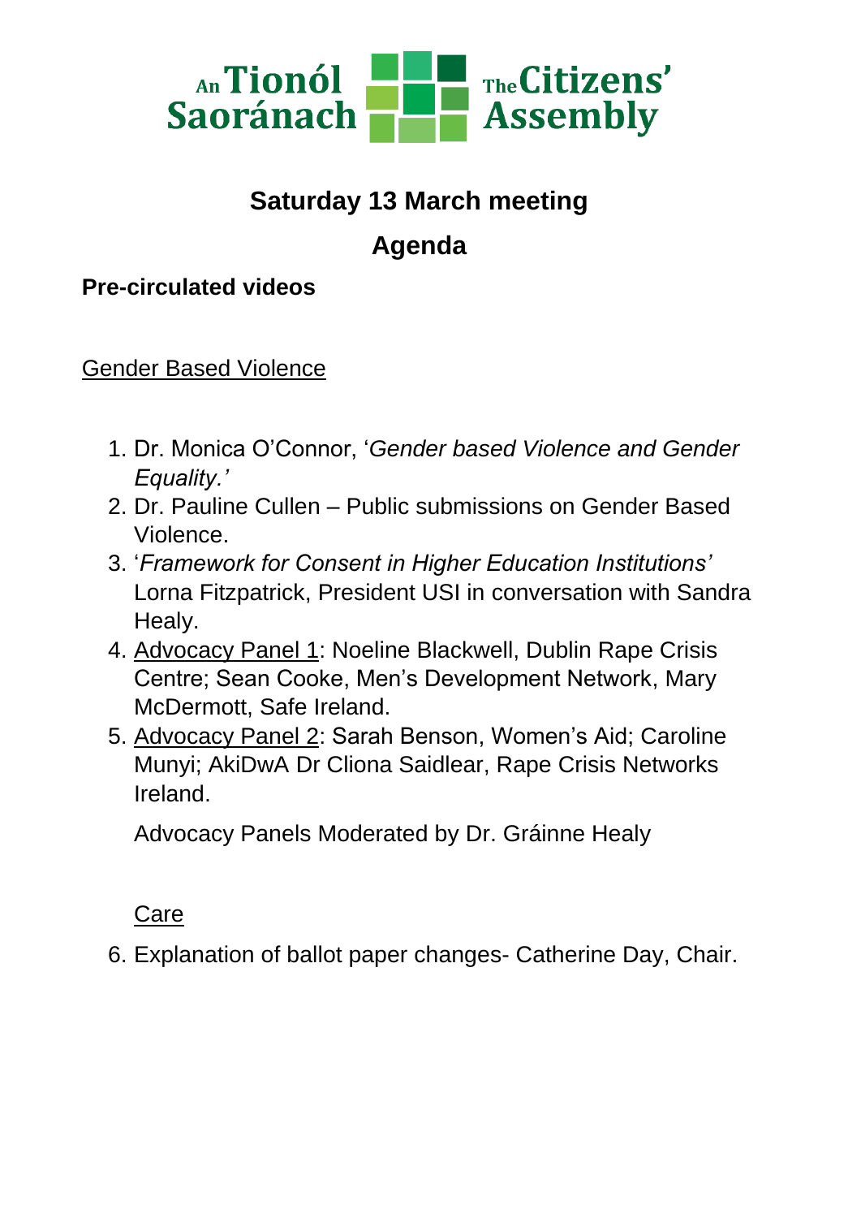An Tionól Saoránach | The Citizens' Assembly

# Saturday 13 March meeting

## Agenda

**Pre-circulated videos**

Gender Based Violence

1. Dr. Monica O'Connor, '*Gender based Violence and Gender Equality.'*
2. Dr. Pauline Cullen – Public submissions on Gender Based Violence.
3. '*Framework for Consent in Higher Education Institutions'* Lorna Fitzpatrick, President USI in conversation with Sandra Healy.
4. Advocacy Panel 1: Noeline Blackwell, Dublin Rape Crisis Centre; Sean Cooke, Men's Development Network, Mary McDermott, Safe Ireland.
5. Advocacy Panel 2: Sarah Benson, Women's Aid; Caroline Munyi; AkiDwA Dr Cliona Saidlear, Rape Crisis Networks Ireland.

   Advocacy Panels Moderated by Dr. Gráinne Healy

Care

6. Explanation of ballot paper changes- Catherine Day, Chair.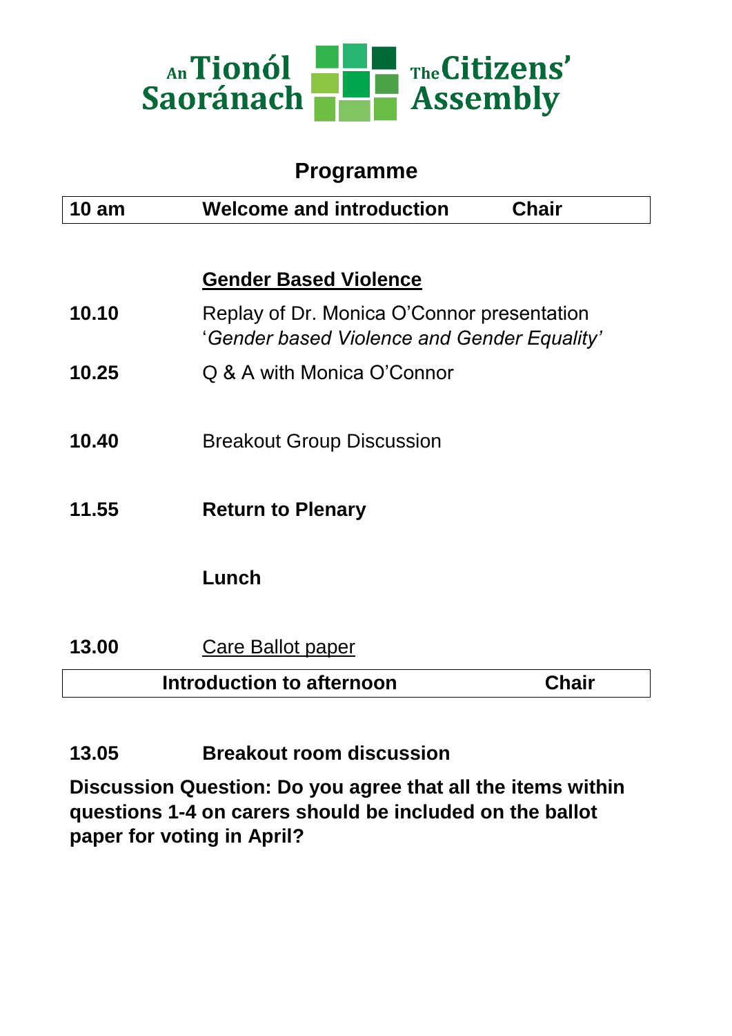An Tionól Saoránach | The Citizens' Assembly

## Programme

| 10 am | **Welcome and introduction** | **Chair** |
|---|---|---|

| | |
|---|---|
| | **<u>Gender Based Violence</u>** |
| **10.10** | Replay of Dr. Monica O'Connor presentation '*Gender based Violence and Gender Equality'* |
| **10.25** | Q & A with Monica O'Connor |
| **10.40** | Breakout Group Discussion |
| **11.55** | **Return to Plenary** |
| | **Lunch** |
| **13.00** | <u>Care Ballot paper</u> |

| | **Introduction to afternoon** | **Chair** |
|---|---|---|

**13.05** **Breakout room discussion**

**Discussion Question: Do you agree that all the items within questions 1-4 on carers should be included on the ballot paper for voting in April?**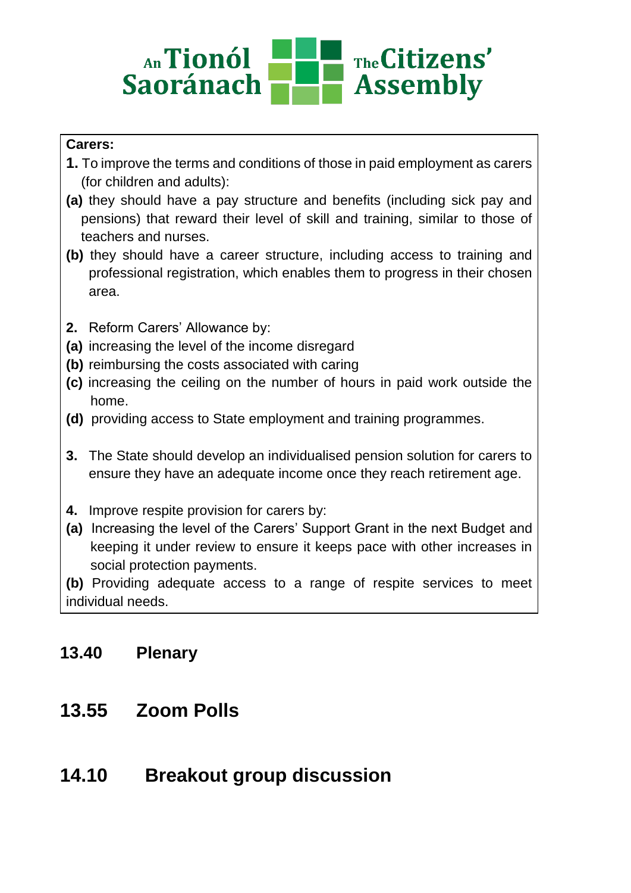**Carers:**

**1.** To improve the terms and conditions of those in paid employment as carers (for children and adults):

**(a)** they should have a pay structure and benefits (including sick pay and pensions) that reward their level of skill and training, similar to those of teachers and nurses.

**(b)** they should have a career structure, including access to training and professional registration, which enables them to progress in their chosen area.

**2.** Reform Carers' Allowance by:

**(a)** increasing the level of the income disregard

**(b)** reimbursing the costs associated with caring

**(c)** increasing the ceiling on the number of hours in paid work outside the home.

**(d)** providing access to State employment and training programmes.

**3.** The State should develop an individualised pension solution for carers to ensure they have an adequate income once they reach retirement age.

**4.** Improve respite provision for carers by:

**(a)** Increasing the level of the Carers' Support Grant in the next Budget and keeping it under review to ensure it keeps pace with other increases in social protection payments.

**(b)** Providing adequate access to a range of respite services to meet individual needs.

## 13.40 Plenary

## 13.55 Zoom Polls

## 14.10 Breakout group discussion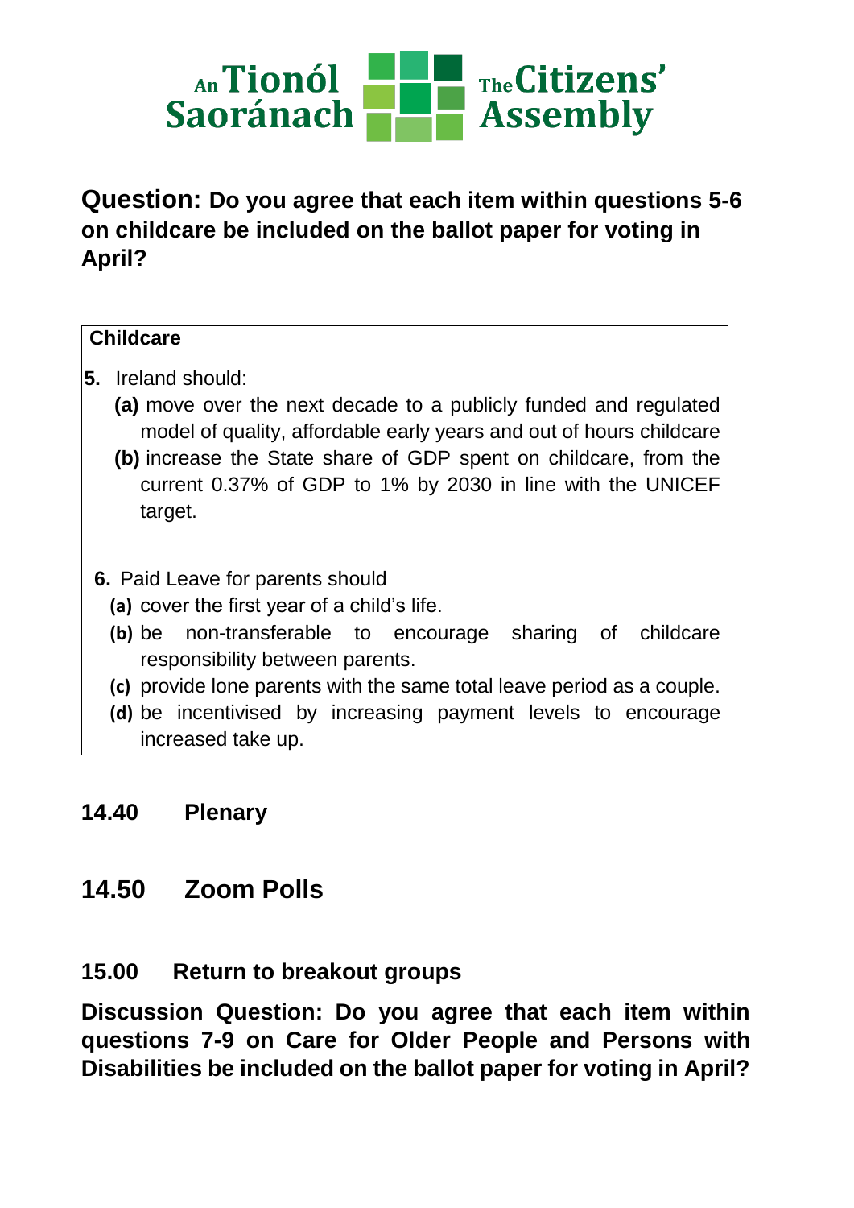An Tionól Saoránach | The Citizens' Assembly

**Question: Do you agree that each item within questions 5-6 on childcare be included on the ballot paper for voting in April?**

**Childcare**

**5.** Ireland should:

**(a)** move over the next decade to a publicly funded and regulated model of quality, affordable early years and out of hours childcare

**(b)** increase the State share of GDP spent on childcare, from the current 0.37% of GDP to 1% by 2030 in line with the UNICEF target.

**6.** Paid Leave for parents should

**(a)** cover the first year of a child's life.

**(b)** be non-transferable to encourage sharing of childcare responsibility between parents.

**(c)** provide lone parents with the same total leave period as a couple.

**(d)** be incentivised by increasing payment levels to encourage increased take up.

## 14.40 Plenary

## 14.50 Zoom Polls

## 15.00 Return to breakout groups

**Discussion Question: Do you agree that each item within questions 7-9 on Care for Older People and Persons with Disabilities be included on the ballot paper for voting in April?**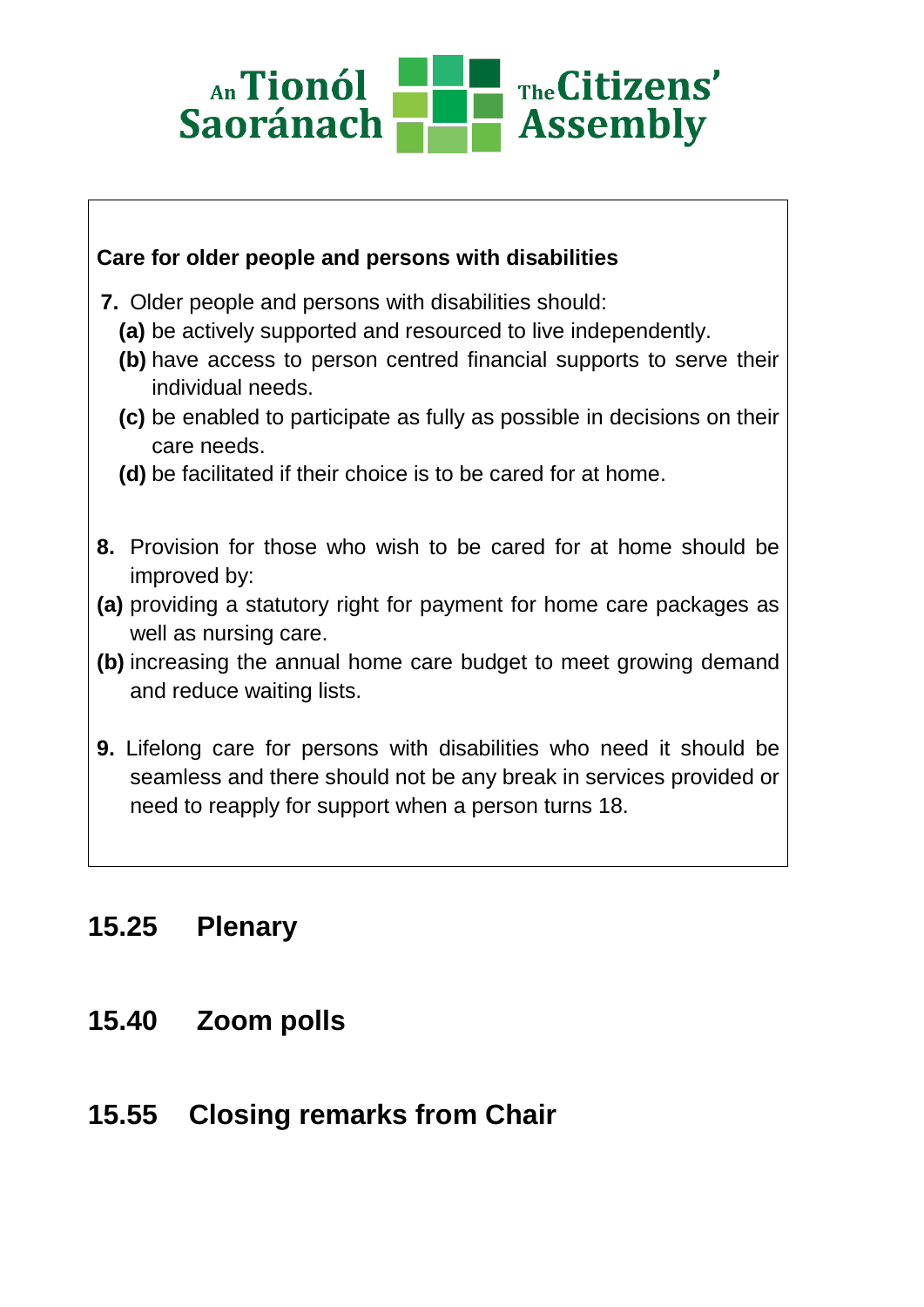An Tionól Saoránach — The Citizens' Assembly

**Care for older people and persons with disabilities**

7. Older people and persons with disabilities should:
   - **(a)** be actively supported and resourced to live independently.
   - **(b)** have access to person centred financial supports to serve their individual needs.
   - **(c)** be enabled to participate as fully as possible in decisions on their care needs.
   - **(d)** be facilitated if their choice is to be cared for at home.

8. Provision for those who wish to be cared for at home should be improved by:
   - **(a)** providing a statutory right for payment for home care packages as well as nursing care.
   - **(b)** increasing the annual home care budget to meet growing demand and reduce waiting lists.

9. Lifelong care for persons with disabilities who need it should be seamless and there should not be any break in services provided or need to reapply for support when a person turns 18.

## 15.25 Plenary

## 15.40 Zoom polls

## 15.55 Closing remarks from Chair